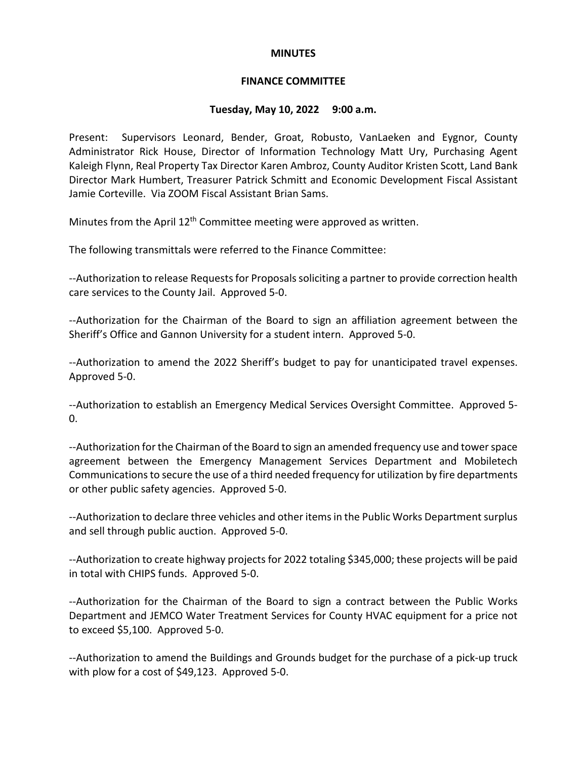**MINUTES**

**FINANCE COMMITTEE**

**Tuesday, May 10, 2022 9:00 a.m.**

Present: Supervisors Leonard, Bender, Groat, Robusto, VanLaeken and Eygnor, County Administrator Rick House, Director of Information Technology Matt Ury, Purchasing Agent Kaleigh Flynn, Real Property Tax Director Karen Ambroz, County Auditor Kristen Scott, Land Bank Director Mark Humbert, Treasurer Patrick Schmitt and Economic Development Fiscal Assistant Jamie Corteville. Via ZOOM Fiscal Assistant Brian Sams.

Minutes from the April 12th Committee meeting were approved as written.

The following transmittals were referred to the Finance Committee:

--Authorization to release Requests for Proposals soliciting a partner to provide correction health care services to the County Jail. Approved 5-0.

--Authorization for the Chairman of the Board to sign an affiliation agreement between the Sheriff's Office and Gannon University for a student intern. Approved 5-0.

--Authorization to amend the 2022 Sheriff's budget to pay for unanticipated travel expenses. Approved 5-0.

--Authorization to establish an Emergency Medical Services Oversight Committee. Approved 5-0.

--Authorization for the Chairman of the Board to sign an amended frequency use and tower space agreement between the Emergency Management Services Department and Mobiletech Communications to secure the use of a third needed frequency for utilization by fire departments or other public safety agencies. Approved 5-0.

--Authorization to declare three vehicles and other items in the Public Works Department surplus and sell through public auction. Approved 5-0.

--Authorization to create highway projects for 2022 totaling $345,000; these projects will be paid in total with CHIPS funds. Approved 5-0.

--Authorization for the Chairman of the Board to sign a contract between the Public Works Department and JEMCO Water Treatment Services for County HVAC equipment for a price not to exceed $5,100. Approved 5-0.

--Authorization to amend the Buildings and Grounds budget for the purchase of a pick-up truck with plow for a cost of $49,123. Approved 5-0.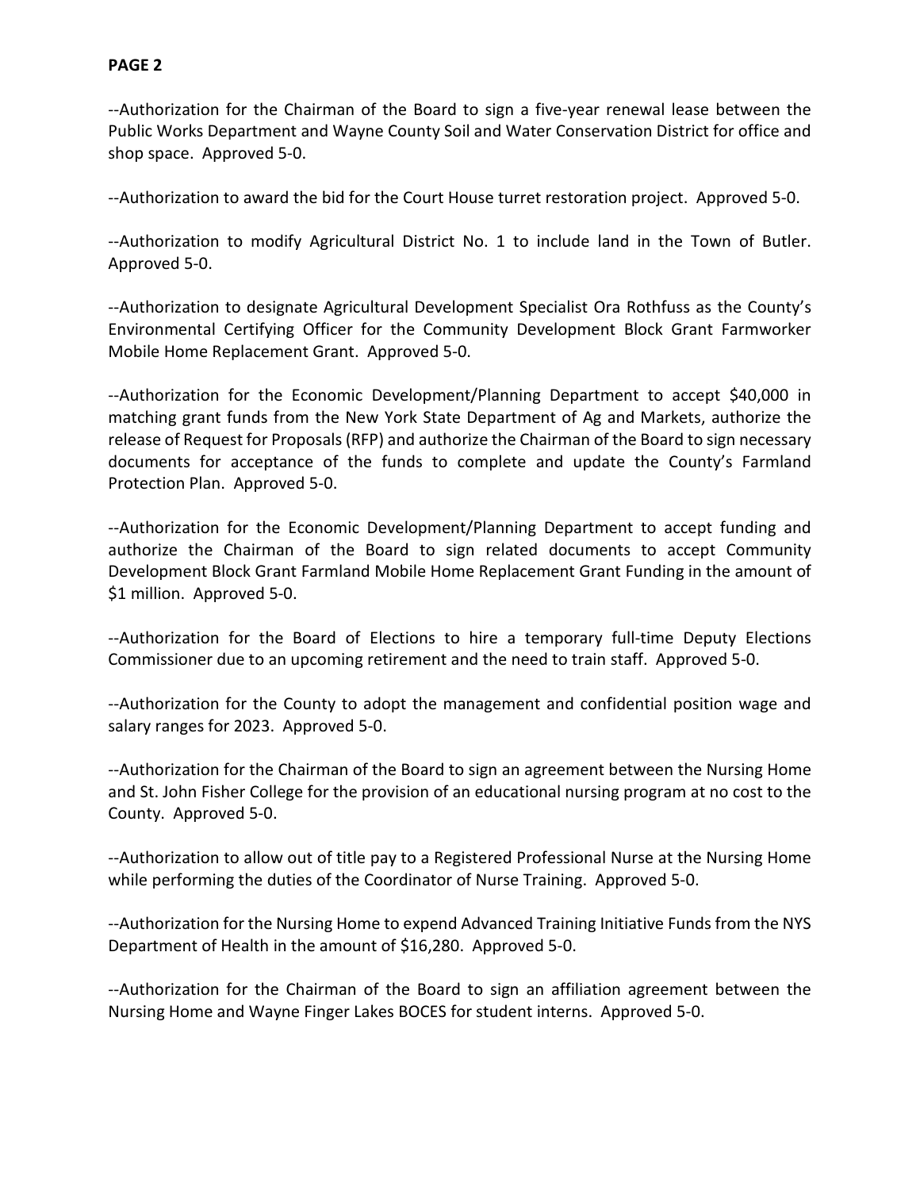**PAGE 2**

--Authorization for the Chairman of the Board to sign a five-year renewal lease between the Public Works Department and Wayne County Soil and Water Conservation District for office and shop space. Approved 5-0.

--Authorization to award the bid for the Court House turret restoration project. Approved 5-0.

--Authorization to modify Agricultural District No. 1 to include land in the Town of Butler. Approved 5-0.

--Authorization to designate Agricultural Development Specialist Ora Rothfuss as the County's Environmental Certifying Officer for the Community Development Block Grant Farmworker Mobile Home Replacement Grant. Approved 5-0.

--Authorization for the Economic Development/Planning Department to accept $40,000 in matching grant funds from the New York State Department of Ag and Markets, authorize the release of Request for Proposals (RFP) and authorize the Chairman of the Board to sign necessary documents for acceptance of the funds to complete and update the County's Farmland Protection Plan. Approved 5-0.

--Authorization for the Economic Development/Planning Department to accept funding and authorize the Chairman of the Board to sign related documents to accept Community Development Block Grant Farmland Mobile Home Replacement Grant Funding in the amount of $1 million. Approved 5-0.

--Authorization for the Board of Elections to hire a temporary full-time Deputy Elections Commissioner due to an upcoming retirement and the need to train staff. Approved 5-0.

--Authorization for the County to adopt the management and confidential position wage and salary ranges for 2023. Approved 5-0.

--Authorization for the Chairman of the Board to sign an agreement between the Nursing Home and St. John Fisher College for the provision of an educational nursing program at no cost to the County. Approved 5-0.

--Authorization to allow out of title pay to a Registered Professional Nurse at the Nursing Home while performing the duties of the Coordinator of Nurse Training. Approved 5-0.

--Authorization for the Nursing Home to expend Advanced Training Initiative Funds from the NYS Department of Health in the amount of $16,280. Approved 5-0.

--Authorization for the Chairman of the Board to sign an affiliation agreement between the Nursing Home and Wayne Finger Lakes BOCES for student interns. Approved 5-0.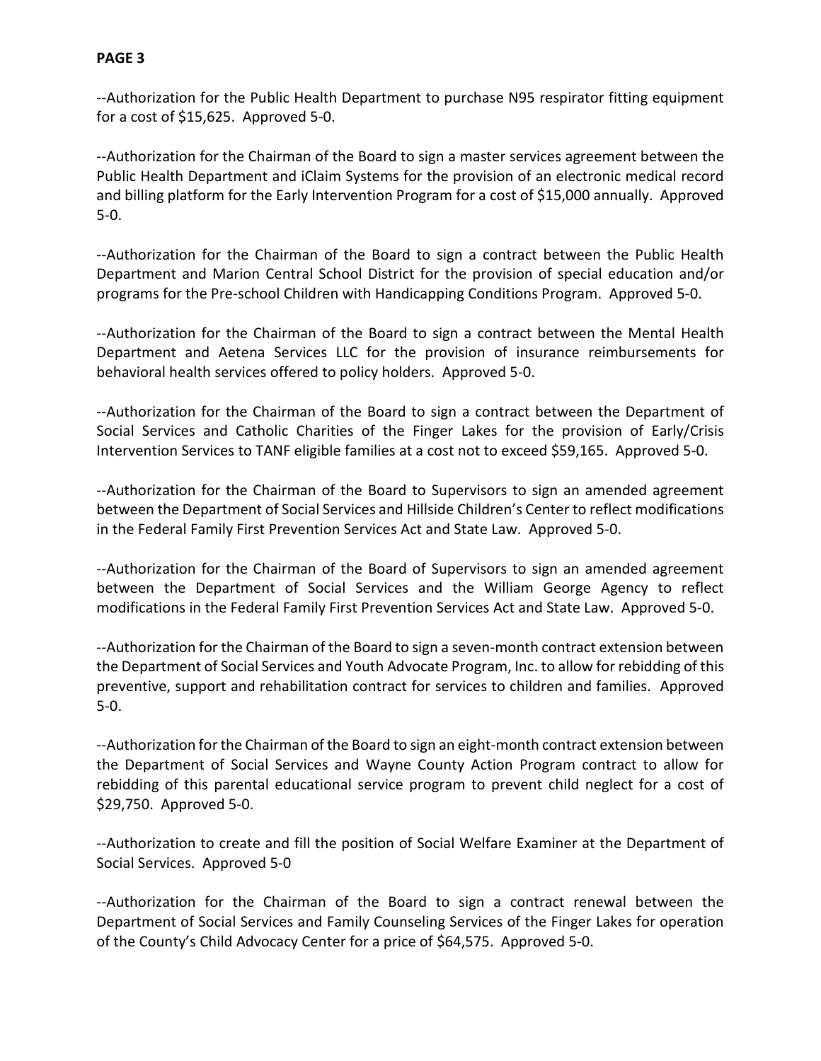**PAGE 3**

--Authorization for the Public Health Department to purchase N95 respirator fitting equipment for a cost of $15,625. Approved 5-0.

--Authorization for the Chairman of the Board to sign a master services agreement between the Public Health Department and iClaim Systems for the provision of an electronic medical record and billing platform for the Early Intervention Program for a cost of $15,000 annually. Approved 5-0.

--Authorization for the Chairman of the Board to sign a contract between the Public Health Department and Marion Central School District for the provision of special education and/or programs for the Pre-school Children with Handicapping Conditions Program. Approved 5-0.

--Authorization for the Chairman of the Board to sign a contract between the Mental Health Department and Aetena Services LLC for the provision of insurance reimbursements for behavioral health services offered to policy holders. Approved 5-0.

--Authorization for the Chairman of the Board to sign a contract between the Department of Social Services and Catholic Charities of the Finger Lakes for the provision of Early/Crisis Intervention Services to TANF eligible families at a cost not to exceed $59,165. Approved 5-0.

--Authorization for the Chairman of the Board to Supervisors to sign an amended agreement between the Department of Social Services and Hillside Children's Center to reflect modifications in the Federal Family First Prevention Services Act and State Law. Approved 5-0.

--Authorization for the Chairman of the Board of Supervisors to sign an amended agreement between the Department of Social Services and the William George Agency to reflect modifications in the Federal Family First Prevention Services Act and State Law. Approved 5-0.

--Authorization for the Chairman of the Board to sign a seven-month contract extension between the Department of Social Services and Youth Advocate Program, Inc. to allow for rebidding of this preventive, support and rehabilitation contract for services to children and families. Approved 5-0.

--Authorization for the Chairman of the Board to sign an eight-month contract extension between the Department of Social Services and Wayne County Action Program contract to allow for rebidding of this parental educational service program to prevent child neglect for a cost of $29,750. Approved 5-0.

--Authorization to create and fill the position of Social Welfare Examiner at the Department of Social Services. Approved 5-0

--Authorization for the Chairman of the Board to sign a contract renewal between the Department of Social Services and Family Counseling Services of the Finger Lakes for operation of the County's Child Advocacy Center for a price of $64,575. Approved 5-0.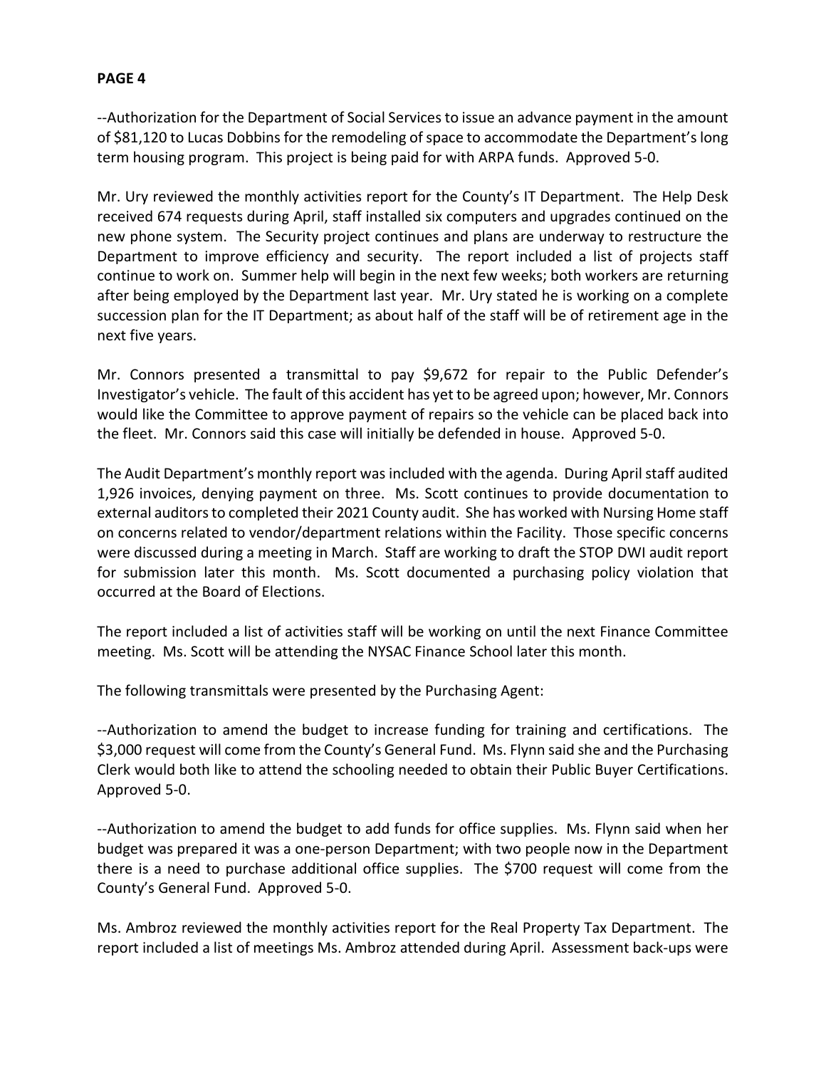**PAGE 4**

--Authorization for the Department of Social Services to issue an advance payment in the amount of $81,120 to Lucas Dobbins for the remodeling of space to accommodate the Department's long term housing program. This project is being paid for with ARPA funds. Approved 5-0.

Mr. Ury reviewed the monthly activities report for the County's IT Department. The Help Desk received 674 requests during April, staff installed six computers and upgrades continued on the new phone system. The Security project continues and plans are underway to restructure the Department to improve efficiency and security. The report included a list of projects staff continue to work on. Summer help will begin in the next few weeks; both workers are returning after being employed by the Department last year. Mr. Ury stated he is working on a complete succession plan for the IT Department; as about half of the staff will be of retirement age in the next five years.

Mr. Connors presented a transmittal to pay $9,672 for repair to the Public Defender's Investigator's vehicle. The fault of this accident has yet to be agreed upon; however, Mr. Connors would like the Committee to approve payment of repairs so the vehicle can be placed back into the fleet. Mr. Connors said this case will initially be defended in house. Approved 5-0.

The Audit Department's monthly report was included with the agenda. During April staff audited 1,926 invoices, denying payment on three. Ms. Scott continues to provide documentation to external auditors to completed their 2021 County audit. She has worked with Nursing Home staff on concerns related to vendor/department relations within the Facility. Those specific concerns were discussed during a meeting in March. Staff are working to draft the STOP DWI audit report for submission later this month. Ms. Scott documented a purchasing policy violation that occurred at the Board of Elections.

The report included a list of activities staff will be working on until the next Finance Committee meeting. Ms. Scott will be attending the NYSAC Finance School later this month.

The following transmittals were presented by the Purchasing Agent:

--Authorization to amend the budget to increase funding for training and certifications. The $3,000 request will come from the County's General Fund. Ms. Flynn said she and the Purchasing Clerk would both like to attend the schooling needed to obtain their Public Buyer Certifications. Approved 5-0.

--Authorization to amend the budget to add funds for office supplies. Ms. Flynn said when her budget was prepared it was a one-person Department; with two people now in the Department there is a need to purchase additional office supplies. The $700 request will come from the County's General Fund. Approved 5-0.

Ms. Ambroz reviewed the monthly activities report for the Real Property Tax Department. The report included a list of meetings Ms. Ambroz attended during April. Assessment back-ups were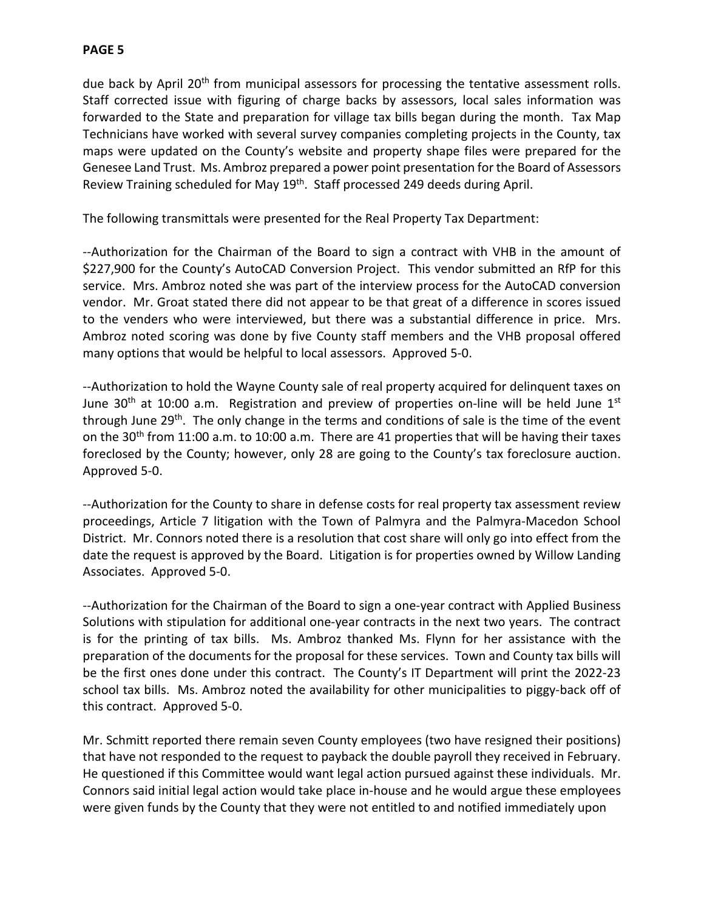due back by April 20th from municipal assessors for processing the tentative assessment rolls. Staff corrected issue with figuring of charge backs by assessors, local sales information was forwarded to the State and preparation for village tax bills began during the month. Tax Map Technicians have worked with several survey companies completing projects in the County, tax maps were updated on the County's website and property shape files were prepared for the Genesee Land Trust. Ms. Ambroz prepared a power point presentation for the Board of Assessors Review Training scheduled for May 19th. Staff processed 249 deeds during April.

The following transmittals were presented for the Real Property Tax Department:

--Authorization for the Chairman of the Board to sign a contract with VHB in the amount of $227,900 for the County's AutoCAD Conversion Project. This vendor submitted an RfP for this service. Mrs. Ambroz noted she was part of the interview process for the AutoCAD conversion vendor. Mr. Groat stated there did not appear to be that great of a difference in scores issued to the venders who were interviewed, but there was a substantial difference in price. Mrs. Ambroz noted scoring was done by five County staff members and the VHB proposal offered many options that would be helpful to local assessors. Approved 5-0.

--Authorization to hold the Wayne County sale of real property acquired for delinquent taxes on June 30th at 10:00 a.m. Registration and preview of properties on-line will be held June 1st through June 29th. The only change in the terms and conditions of sale is the time of the event on the 30th from 11:00 a.m. to 10:00 a.m. There are 41 properties that will be having their taxes foreclosed by the County; however, only 28 are going to the County's tax foreclosure auction. Approved 5-0.

--Authorization for the County to share in defense costs for real property tax assessment review proceedings, Article 7 litigation with the Town of Palmyra and the Palmyra-Macedon School District. Mr. Connors noted there is a resolution that cost share will only go into effect from the date the request is approved by the Board. Litigation is for properties owned by Willow Landing Associates. Approved 5-0.

--Authorization for the Chairman of the Board to sign a one-year contract with Applied Business Solutions with stipulation for additional one-year contracts in the next two years. The contract is for the printing of tax bills. Ms. Ambroz thanked Ms. Flynn for her assistance with the preparation of the documents for the proposal for these services. Town and County tax bills will be the first ones done under this contract. The County's IT Department will print the 2022-23 school tax bills. Ms. Ambroz noted the availability for other municipalities to piggy-back off of this contract. Approved 5-0.

Mr. Schmitt reported there remain seven County employees (two have resigned their positions) that have not responded to the request to payback the double payroll they received in February. He questioned if this Committee would want legal action pursued against these individuals. Mr. Connors said initial legal action would take place in-house and he would argue these employees were given funds by the County that they were not entitled to and notified immediately upon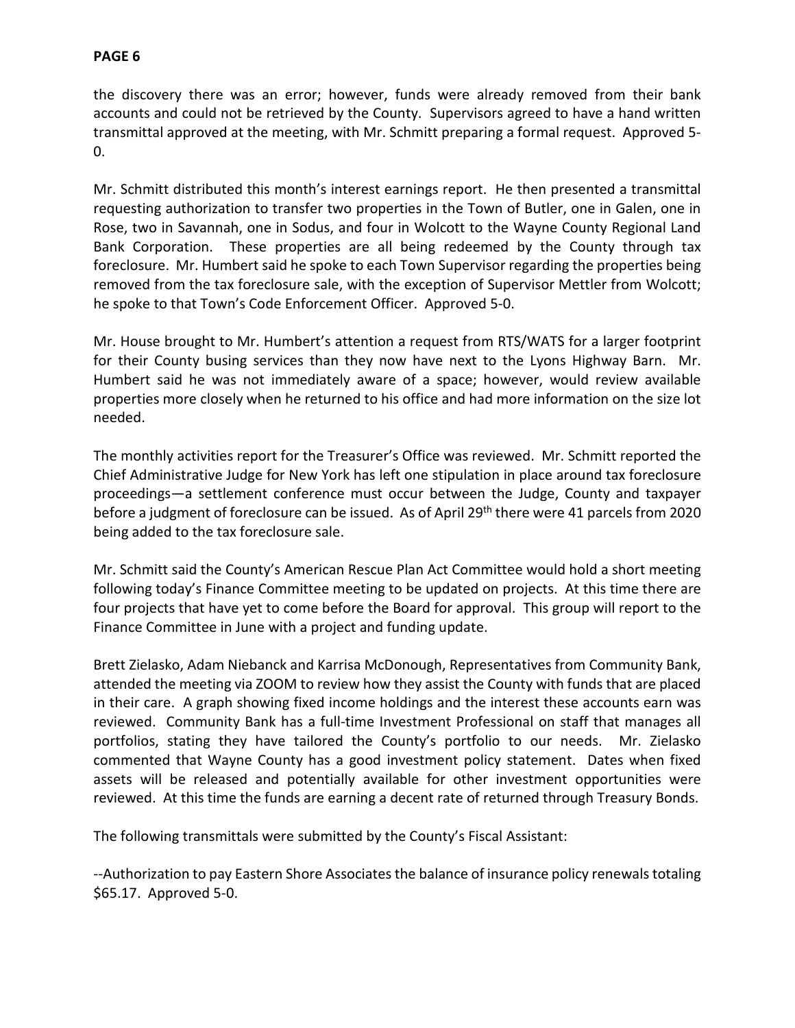the discovery there was an error; however, funds were already removed from their bank accounts and could not be retrieved by the County. Supervisors agreed to have a hand written transmittal approved at the meeting, with Mr. Schmitt preparing a formal request. Approved 5-0.

Mr. Schmitt distributed this month's interest earnings report. He then presented a transmittal requesting authorization to transfer two properties in the Town of Butler, one in Galen, one in Rose, two in Savannah, one in Sodus, and four in Wolcott to the Wayne County Regional Land Bank Corporation. These properties are all being redeemed by the County through tax foreclosure. Mr. Humbert said he spoke to each Town Supervisor regarding the properties being removed from the tax foreclosure sale, with the exception of Supervisor Mettler from Wolcott; he spoke to that Town's Code Enforcement Officer. Approved 5-0.

Mr. House brought to Mr. Humbert's attention a request from RTS/WATS for a larger footprint for their County busing services than they now have next to the Lyons Highway Barn. Mr. Humbert said he was not immediately aware of a space; however, would review available properties more closely when he returned to his office and had more information on the size lot needed.

The monthly activities report for the Treasurer's Office was reviewed. Mr. Schmitt reported the Chief Administrative Judge for New York has left one stipulation in place around tax foreclosure proceedings—a settlement conference must occur between the Judge, County and taxpayer before a judgment of foreclosure can be issued. As of April 29th there were 41 parcels from 2020 being added to the tax foreclosure sale.

Mr. Schmitt said the County's American Rescue Plan Act Committee would hold a short meeting following today's Finance Committee meeting to be updated on projects. At this time there are four projects that have yet to come before the Board for approval. This group will report to the Finance Committee in June with a project and funding update.

Brett Zielasko, Adam Niebanck and Karrisa McDonough, Representatives from Community Bank, attended the meeting via ZOOM to review how they assist the County with funds that are placed in their care. A graph showing fixed income holdings and the interest these accounts earn was reviewed. Community Bank has a full-time Investment Professional on staff that manages all portfolios, stating they have tailored the County's portfolio to our needs. Mr. Zielasko commented that Wayne County has a good investment policy statement. Dates when fixed assets will be released and potentially available for other investment opportunities were reviewed. At this time the funds are earning a decent rate of returned through Treasury Bonds.

The following transmittals were submitted by the County's Fiscal Assistant:

--Authorization to pay Eastern Shore Associates the balance of insurance policy renewals totaling $65.17. Approved 5-0.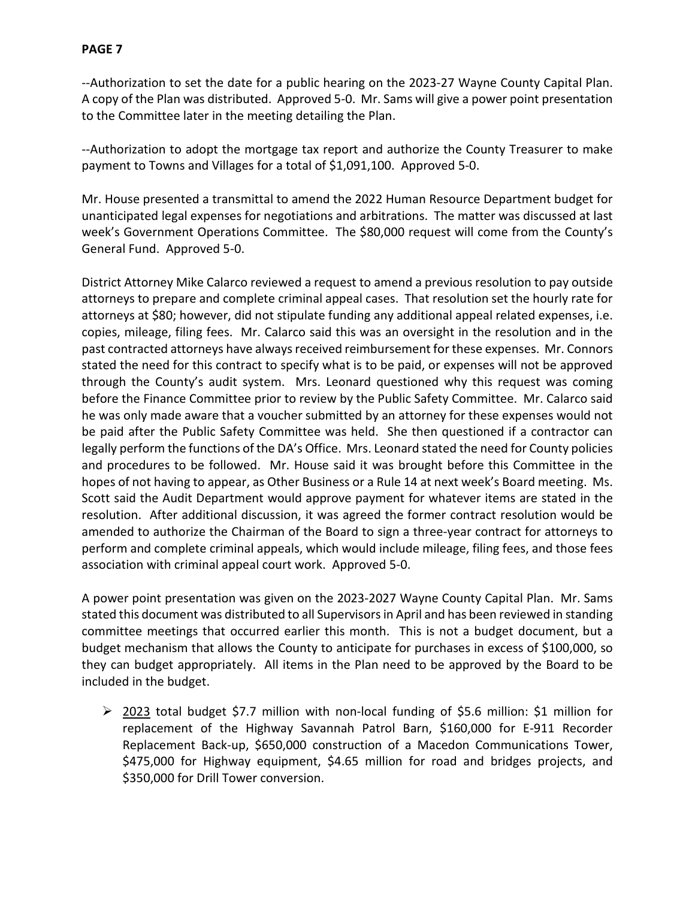--Authorization to set the date for a public hearing on the 2023-27 Wayne County Capital Plan. A copy of the Plan was distributed. Approved 5-0. Mr. Sams will give a power point presentation to the Committee later in the meeting detailing the Plan.

--Authorization to adopt the mortgage tax report and authorize the County Treasurer to make payment to Towns and Villages for a total of $1,091,100. Approved 5-0.

Mr. House presented a transmittal to amend the 2022 Human Resource Department budget for unanticipated legal expenses for negotiations and arbitrations. The matter was discussed at last week's Government Operations Committee. The $80,000 request will come from the County's General Fund. Approved 5-0.

District Attorney Mike Calarco reviewed a request to amend a previous resolution to pay outside attorneys to prepare and complete criminal appeal cases. That resolution set the hourly rate for attorneys at $80; however, did not stipulate funding any additional appeal related expenses, i.e. copies, mileage, filing fees. Mr. Calarco said this was an oversight in the resolution and in the past contracted attorneys have always received reimbursement for these expenses. Mr. Connors stated the need for this contract to specify what is to be paid, or expenses will not be approved through the County's audit system. Mrs. Leonard questioned why this request was coming before the Finance Committee prior to review by the Public Safety Committee. Mr. Calarco said he was only made aware that a voucher submitted by an attorney for these expenses would not be paid after the Public Safety Committee was held. She then questioned if a contractor can legally perform the functions of the DA's Office. Mrs. Leonard stated the need for County policies and procedures to be followed. Mr. House said it was brought before this Committee in the hopes of not having to appear, as Other Business or a Rule 14 at next week's Board meeting. Ms. Scott said the Audit Department would approve payment for whatever items are stated in the resolution. After additional discussion, it was agreed the former contract resolution would be amended to authorize the Chairman of the Board to sign a three-year contract for attorneys to perform and complete criminal appeals, which would include mileage, filing fees, and those fees association with criminal appeal court work. Approved 5-0.

A power point presentation was given on the 2023-2027 Wayne County Capital Plan. Mr. Sams stated this document was distributed to all Supervisors in April and has been reviewed in standing committee meetings that occurred earlier this month. This is not a budget document, but a budget mechanism that allows the County to anticipate for purchases in excess of $100,000, so they can budget appropriately. All items in the Plan need to be approved by the Board to be included in the budget.

- <u>2023</u> total budget $7.7 million with non-local funding of $5.6 million: $1 million for replacement of the Highway Savannah Patrol Barn, $160,000 for E-911 Recorder Replacement Back-up, $650,000 construction of a Macedon Communications Tower, $475,000 for Highway equipment, $4.65 million for road and bridges projects, and $350,000 for Drill Tower conversion.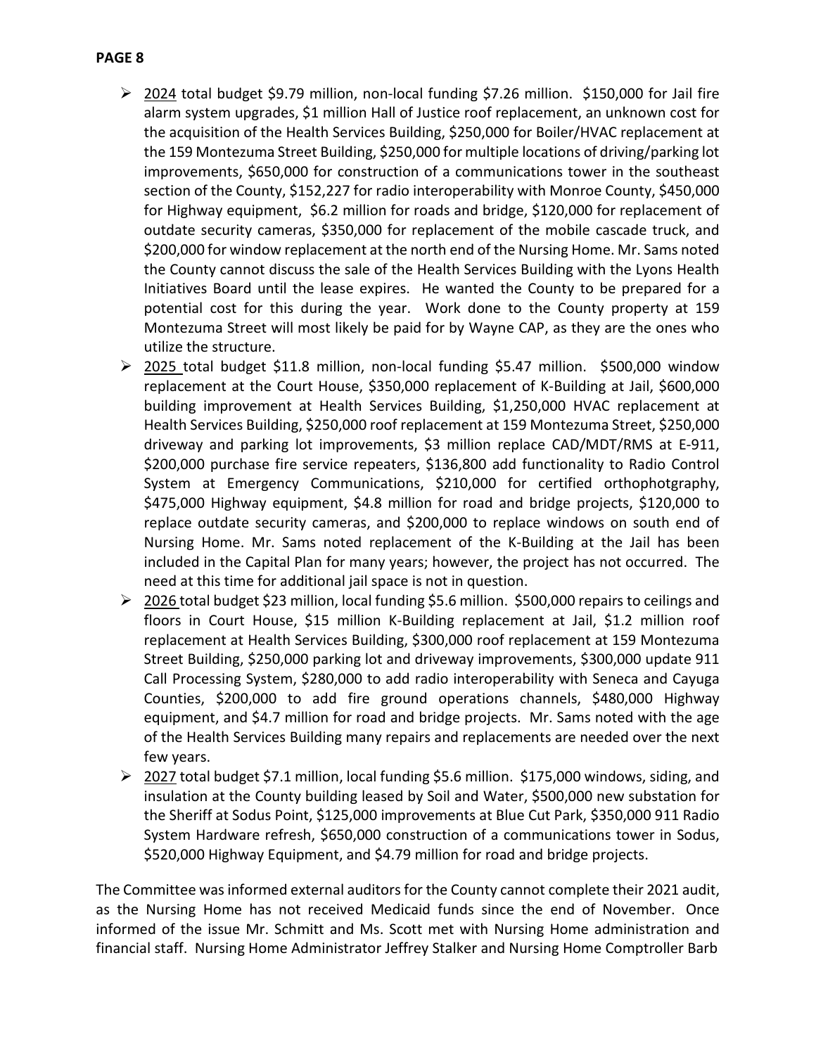- 2024 total budget $9.79 million, non-local funding $7.26 million. $150,000 for Jail fire alarm system upgrades, $1 million Hall of Justice roof replacement, an unknown cost for the acquisition of the Health Services Building, $250,000 for Boiler/HVAC replacement at the 159 Montezuma Street Building, $250,000 for multiple locations of driving/parking lot improvements, $650,000 for construction of a communications tower in the southeast section of the County, $152,227 for radio interoperability with Monroe County, $450,000 for Highway equipment, $6.2 million for roads and bridge, $120,000 for replacement of outdate security cameras, $350,000 for replacement of the mobile cascade truck, and $200,000 for window replacement at the north end of the Nursing Home. Mr. Sams noted the County cannot discuss the sale of the Health Services Building with the Lyons Health Initiatives Board until the lease expires. He wanted the County to be prepared for a potential cost for this during the year. Work done to the County property at 159 Montezuma Street will most likely be paid for by Wayne CAP, as they are the ones who utilize the structure.
- 2025 total budget $11.8 million, non-local funding $5.47 million. $500,000 window replacement at the Court House, $350,000 replacement of K-Building at Jail, $600,000 building improvement at Health Services Building, $1,250,000 HVAC replacement at Health Services Building, $250,000 roof replacement at 159 Montezuma Street, $250,000 driveway and parking lot improvements, $3 million replace CAD/MDT/RMS at E-911, $200,000 purchase fire service repeaters, $136,800 add functionality to Radio Control System at Emergency Communications, $210,000 for certified orthophotgraphy, $475,000 Highway equipment, $4.8 million for road and bridge projects, $120,000 to replace outdate security cameras, and $200,000 to replace windows on south end of Nursing Home. Mr. Sams noted replacement of the K-Building at the Jail has been included in the Capital Plan for many years; however, the project has not occurred. The need at this time for additional jail space is not in question.
- 2026 total budget $23 million, local funding $5.6 million. $500,000 repairs to ceilings and floors in Court House, $15 million K-Building replacement at Jail, $1.2 million roof replacement at Health Services Building, $300,000 roof replacement at 159 Montezuma Street Building, $250,000 parking lot and driveway improvements, $300,000 update 911 Call Processing System, $280,000 to add radio interoperability with Seneca and Cayuga Counties, $200,000 to add fire ground operations channels, $480,000 Highway equipment, and $4.7 million for road and bridge projects. Mr. Sams noted with the age of the Health Services Building many repairs and replacements are needed over the next few years.
- 2027 total budget $7.1 million, local funding $5.6 million. $175,000 windows, siding, and insulation at the County building leased by Soil and Water, $500,000 new substation for the Sheriff at Sodus Point, $125,000 improvements at Blue Cut Park, $350,000 911 Radio System Hardware refresh, $650,000 construction of a communications tower in Sodus, $520,000 Highway Equipment, and $4.79 million for road and bridge projects.

The Committee was informed external auditors for the County cannot complete their 2021 audit, as the Nursing Home has not received Medicaid funds since the end of November. Once informed of the issue Mr. Schmitt and Ms. Scott met with Nursing Home administration and financial staff. Nursing Home Administrator Jeffrey Stalker and Nursing Home Comptroller Barb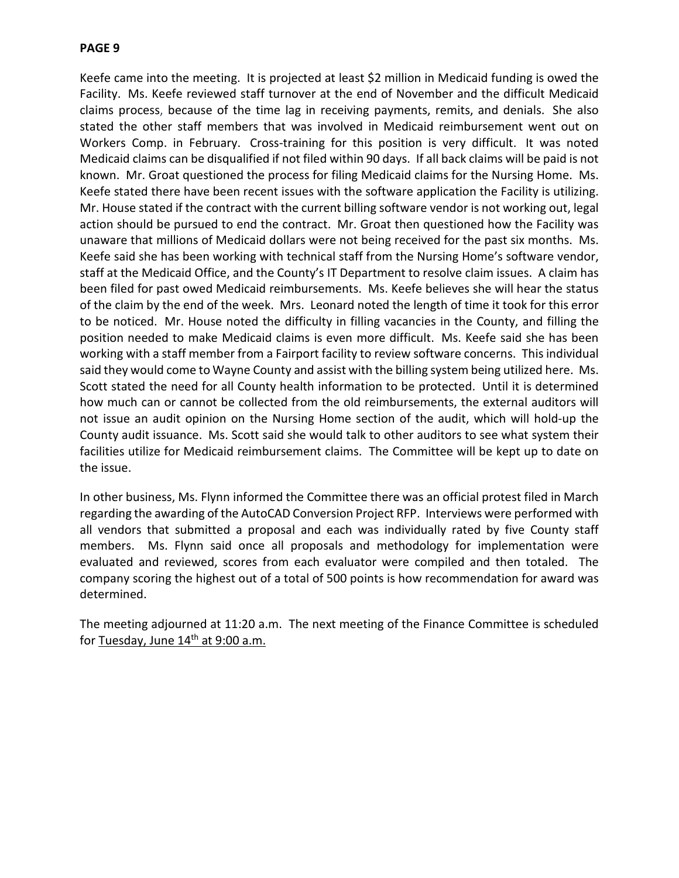Keefe came into the meeting. It is projected at least $2 million in Medicaid funding is owed the Facility. Ms. Keefe reviewed staff turnover at the end of November and the difficult Medicaid claims process, because of the time lag in receiving payments, remits, and denials. She also stated the other staff members that was involved in Medicaid reimbursement went out on Workers Comp. in February. Cross-training for this position is very difficult. It was noted Medicaid claims can be disqualified if not filed within 90 days. If all back claims will be paid is not known. Mr. Groat questioned the process for filing Medicaid claims for the Nursing Home. Ms. Keefe stated there have been recent issues with the software application the Facility is utilizing. Mr. House stated if the contract with the current billing software vendor is not working out, legal action should be pursued to end the contract. Mr. Groat then questioned how the Facility was unaware that millions of Medicaid dollars were not being received for the past six months. Ms. Keefe said she has been working with technical staff from the Nursing Home's software vendor, staff at the Medicaid Office, and the County's IT Department to resolve claim issues. A claim has been filed for past owed Medicaid reimbursements. Ms. Keefe believes she will hear the status of the claim by the end of the week. Mrs. Leonard noted the length of time it took for this error to be noticed. Mr. House noted the difficulty in filling vacancies in the County, and filling the position needed to make Medicaid claims is even more difficult. Ms. Keefe said she has been working with a staff member from a Fairport facility to review software concerns. This individual said they would come to Wayne County and assist with the billing system being utilized here. Ms. Scott stated the need for all County health information to be protected. Until it is determined how much can or cannot be collected from the old reimbursements, the external auditors will not issue an audit opinion on the Nursing Home section of the audit, which will hold-up the County audit issuance. Ms. Scott said she would talk to other auditors to see what system their facilities utilize for Medicaid reimbursement claims. The Committee will be kept up to date on the issue.

In other business, Ms. Flynn informed the Committee there was an official protest filed in March regarding the awarding of the AutoCAD Conversion Project RFP. Interviews were performed with all vendors that submitted a proposal and each was individually rated by five County staff members. Ms. Flynn said once all proposals and methodology for implementation were evaluated and reviewed, scores from each evaluator were compiled and then totaled. The company scoring the highest out of a total of 500 points is how recommendation for award was determined.

The meeting adjourned at 11:20 a.m. The next meeting of the Finance Committee is scheduled for Tuesday, June 14th at 9:00 a.m.